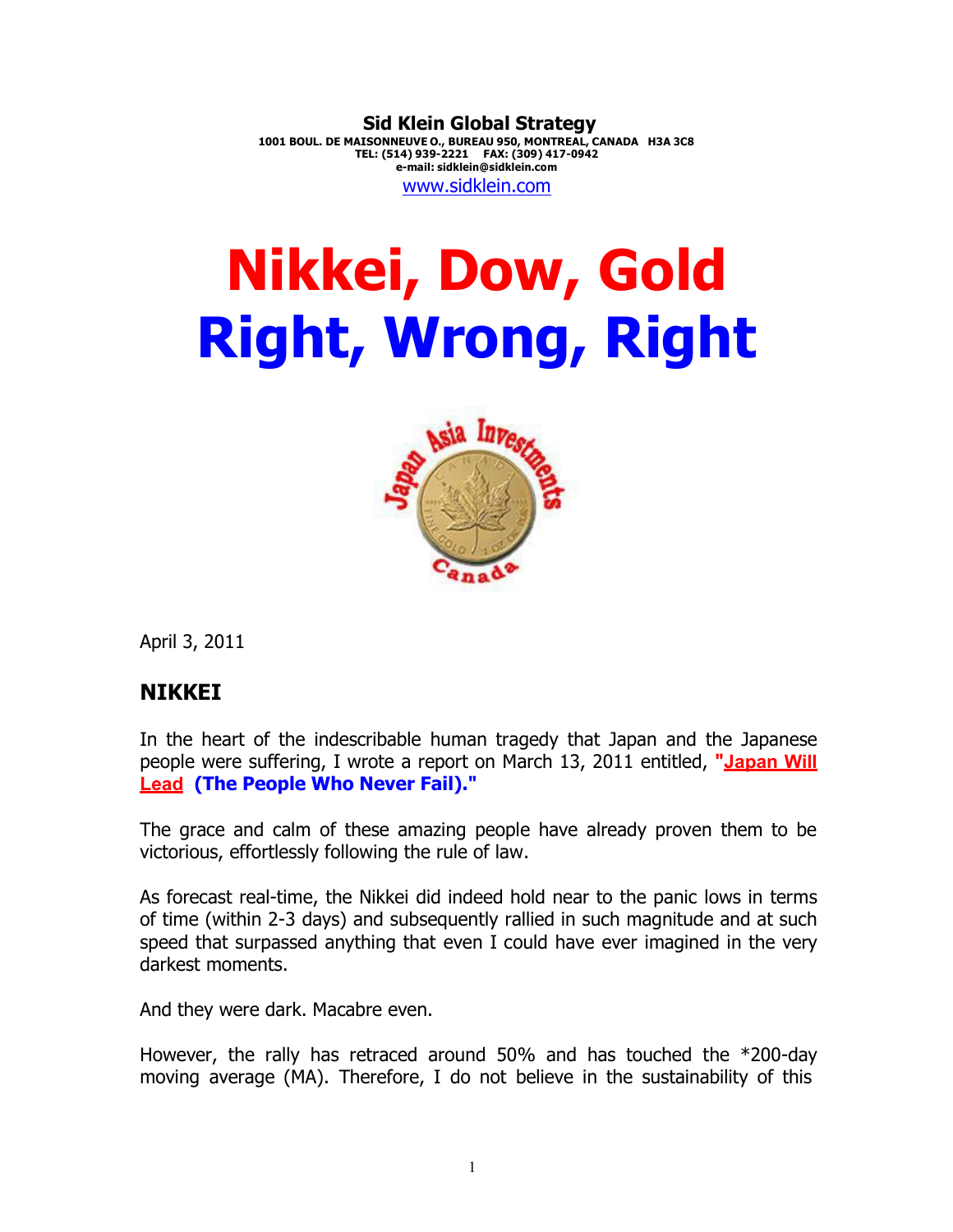**Sid Klein Global Strategy**
**1001 BOUL. DE MAISONNEUVE O., BUREAU 950, MONTREAL, CANADA H3A 3C8**
**TEL: (514) 939-2221 FAX: (309) 417-0942**
**e-mail: sidklein@sidklein.com**
www.sidklein.com

# Nikkei, Dow, Gold
# Right, Wrong, Right

April 3, 2011

## NIKKEI

In the heart of the indescribable human tragedy that Japan and the Japanese people were suffering, I wrote a report on March 13, 2011 entitled, **"Japan Will Lead (The People Who Never Fail)."**

The grace and calm of these amazing people have already proven them to be victorious, effortlessly following the rule of law.

As forecast real-time, the Nikkei did indeed hold near to the panic lows in terms of time (within 2-3 days) and subsequently rallied in such magnitude and at such speed that surpassed anything that even I could have ever imagined in the very darkest moments.

And they were dark. Macabre even.

However, the rally has retraced around 50% and has touched the *200-day moving average (MA). Therefore, I do not believe in the sustainability of this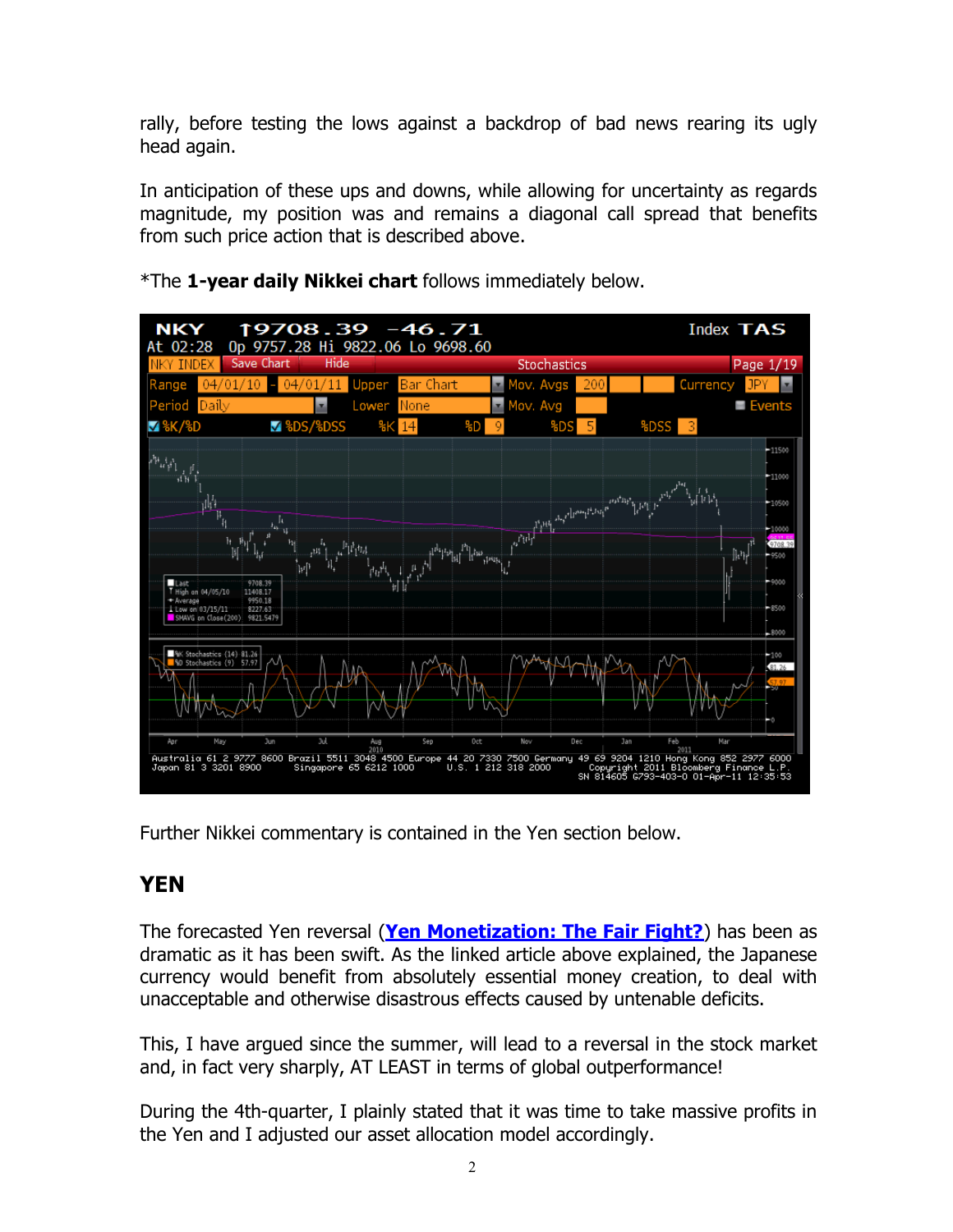rally, before testing the lows against a backdrop of bad news rearing its ugly head again.

In anticipation of these ups and downs, while allowing for uncertainty as regards magnitude, my position was and remains a diagonal call spread that benefits from such price action that is described above.

*The **1-year daily Nikkei chart** follows immediately below.

Further Nikkei commentary is contained in the Yen section below.

## YEN

The forecasted Yen reversal (**[Yen Monetization: The Fair Fight?](#)**) has been as dramatic as it has been swift. As the linked article above explained, the Japanese currency would benefit from absolutely essential money creation, to deal with unacceptable and otherwise disastrous effects caused by untenable deficits.

This, I have argued since the summer, will lead to a reversal in the stock market and, in fact very sharply, AT LEAST in terms of global outperformance!

During the 4th-quarter, I plainly stated that it was time to take massive profits in the Yen and I adjusted our asset allocation model accordingly.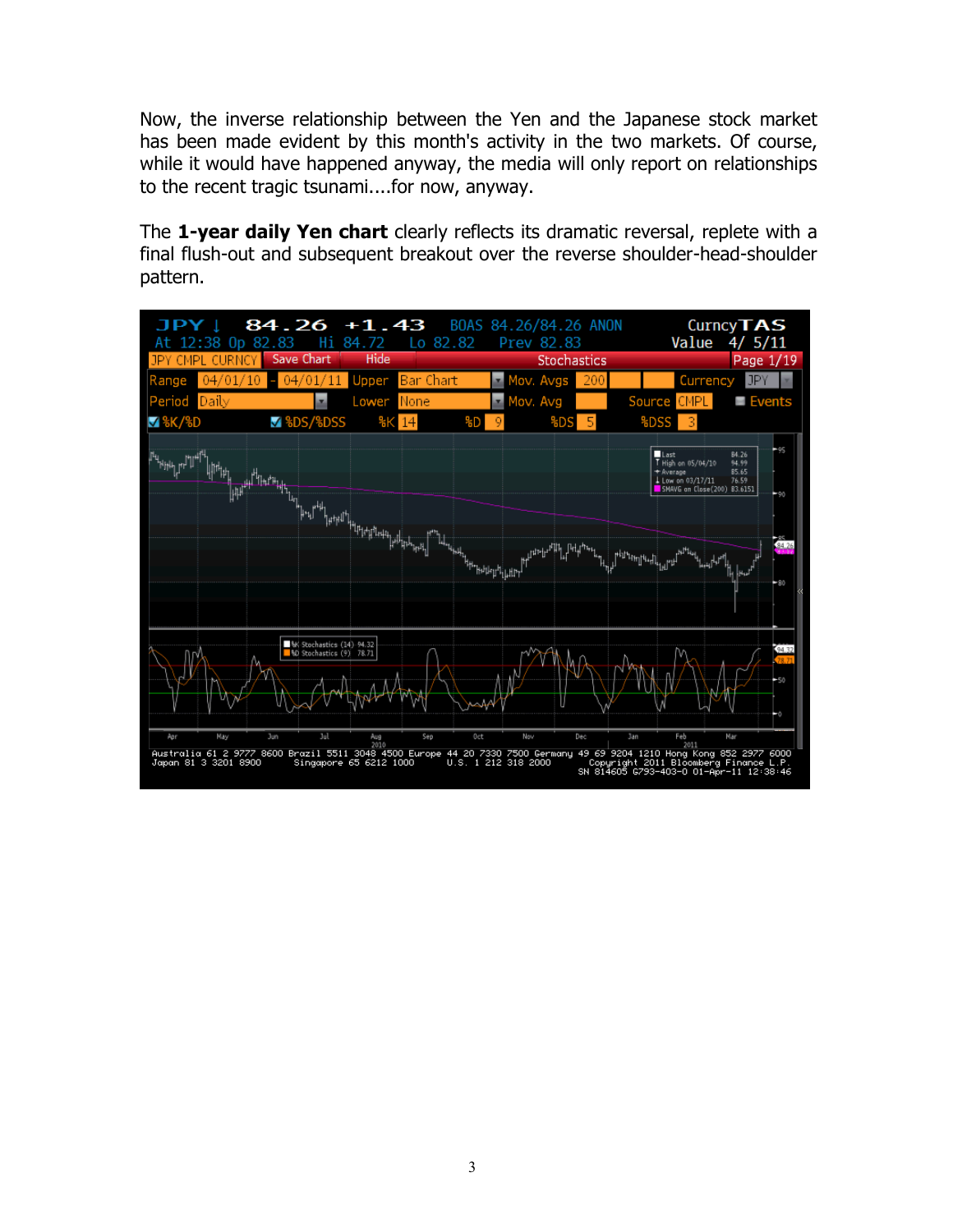Now, the inverse relationship between the Yen and the Japanese stock market has been made evident by this month's activity in the two markets. Of course, while it would have happened anyway, the media will only report on relationships to the recent tragic tsunami....for now, anyway.

The **1-year daily Yen chart** clearly reflects its dramatic reversal, replete with a final flush-out and subsequent breakout over the reverse shoulder-head-shoulder pattern.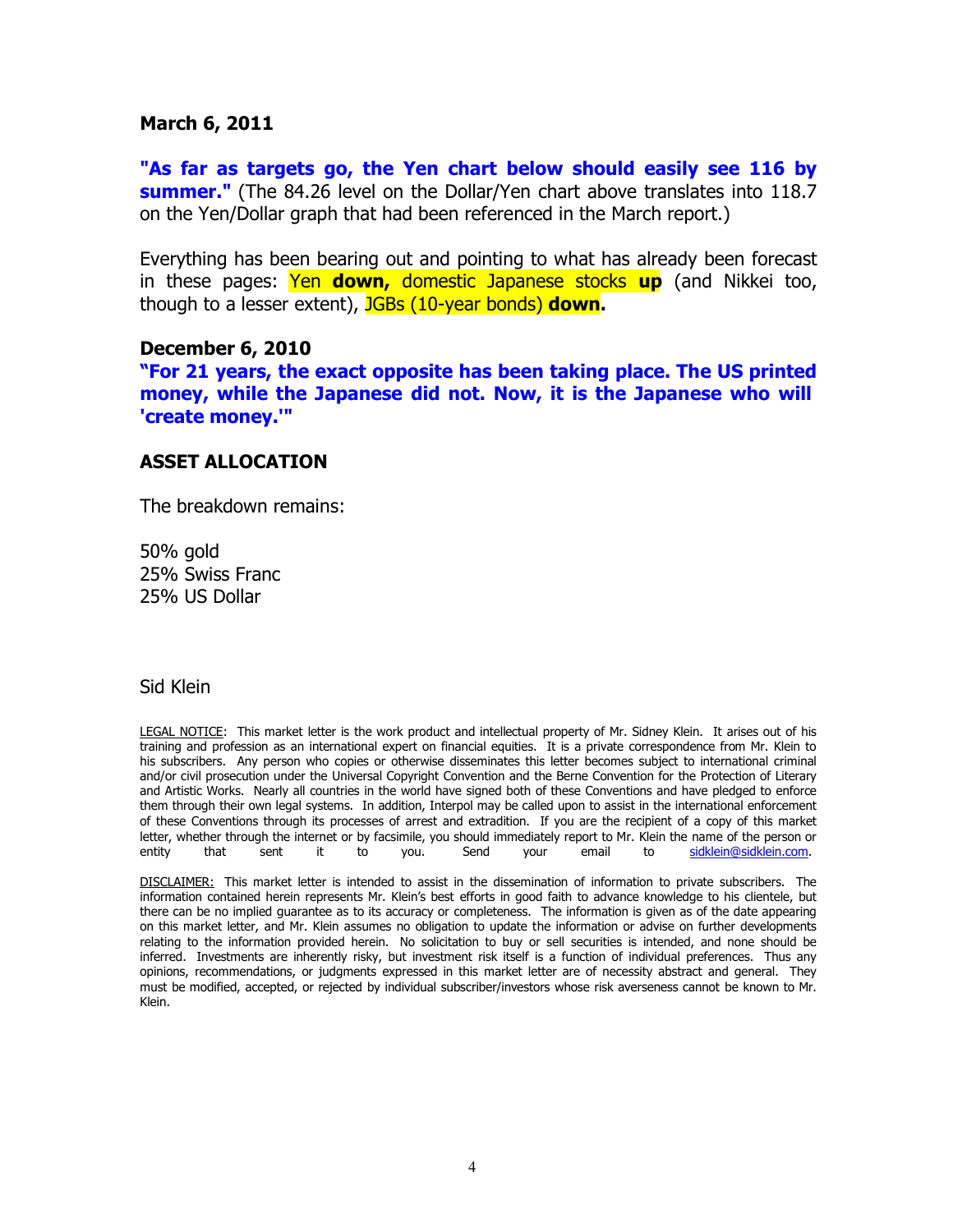**March 6, 2011**

**"As far as targets go, the Yen chart below should easily see 116 by summer."** (The 84.26 level on the Dollar/Yen chart above translates into 118.7 on the Yen/Dollar graph that had been referenced in the March report.)

Everything has been bearing out and pointing to what has already been forecast in these pages: Yen **down,** domestic Japanese stocks **up** (and Nikkei too, though to a lesser extent), JGBs (10-year bonds) **down.**

**December 6, 2010**

**"For 21 years, the exact opposite has been taking place. The US printed money, while the Japanese did not. Now, it is the Japanese who will 'create money.'"**

## ASSET ALLOCATION

The breakdown remains:

50% gold
25% Swiss Franc
25% US Dollar

Sid Klein

LEGAL NOTICE: This market letter is the work product and intellectual property of Mr. Sidney Klein. It arises out of his training and profession as an international expert on financial equities. It is a private correspondence from Mr. Klein to his subscribers. Any person who copies or otherwise disseminates this letter becomes subject to international criminal and/or civil prosecution under the Universal Copyright Convention and the Berne Convention for the Protection of Literary and Artistic Works. Nearly all countries in the world have signed both of these Conventions and have pledged to enforce them through their own legal systems. In addition, Interpol may be called upon to assist in the international enforcement of these Conventions through its processes of arrest and extradition. If you are the recipient of a copy of this market letter, whether through the internet or by facsimile, you should immediately report to Mr. Klein the name of the person or entity that sent it to you. Send your email to sidklein@sidklein.com.

DISCLAIMER: This market letter is intended to assist in the dissemination of information to private subscribers. The information contained herein represents Mr. Klein's best efforts in good faith to advance knowledge to his clientele, but there can be no implied guarantee as to its accuracy or completeness. The information is given as of the date appearing on this market letter, and Mr. Klein assumes no obligation to update the information or advise on further developments relating to the information provided herein. No solicitation to buy or sell securities is intended, and none should be inferred. Investments are inherently risky, but investment risk itself is a function of individual preferences. Thus any opinions, recommendations, or judgments expressed in this market letter are of necessity abstract and general. They must be modified, accepted, or rejected by individual subscriber/investors whose risk averseness cannot be known to Mr. Klein.